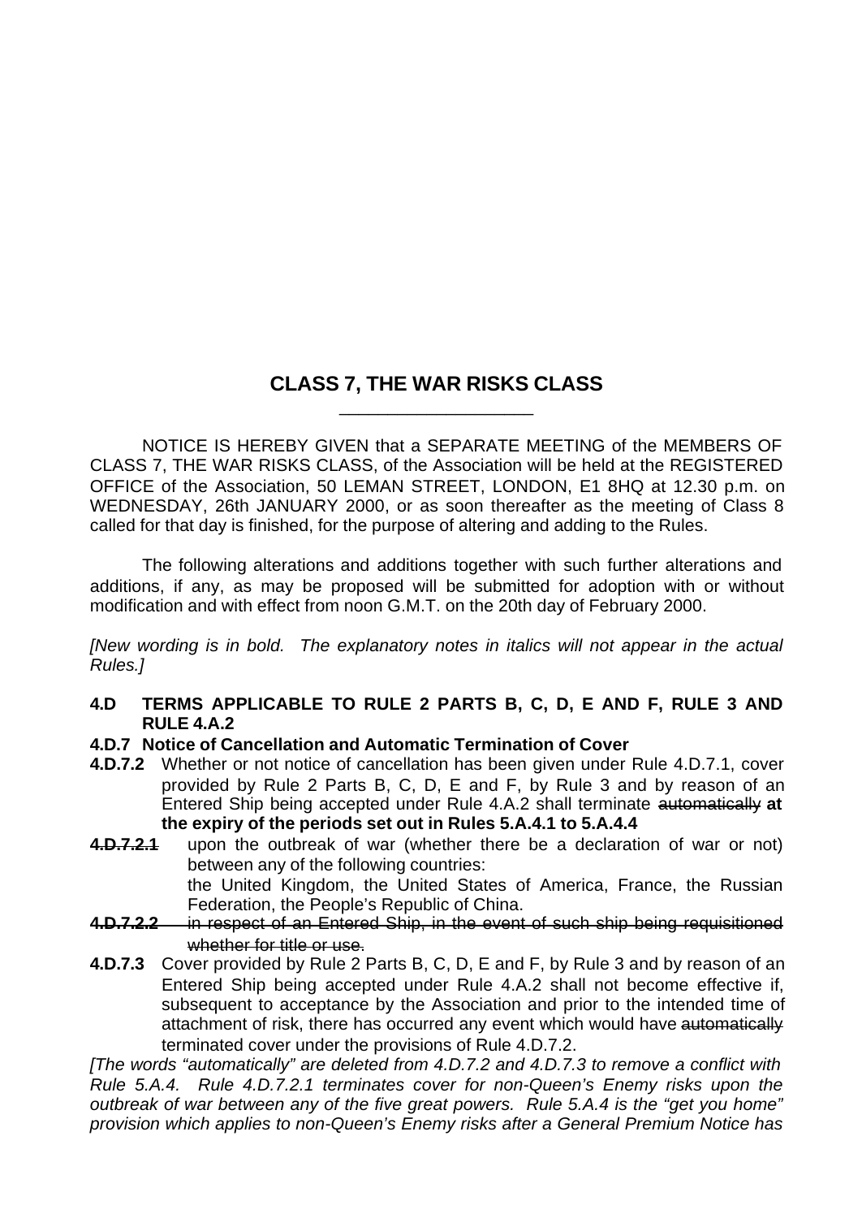## CLASS 7, THE WAR RISKS CLASS

NOTICE IS HEREBY GIVEN that a SEPARATE MEETING of the MEMBERS OF CLASS 7, THE WAR RISKS CLASS, of the Association will be held at the REGISTERED OFFICE of the Association, 50 LEMAN STREET, LONDON, E1 8HQ at 12.30 p.m. on WEDNESDAY, 26th JANUARY 2000, or as soon thereafter as the meeting of Class 8 called for that day is finished, for the purpose of altering and adding to the Rules.

The following alterations and additions together with such further alterations and additions, if any, as may be proposed will be submitted for adoption with or without modification and with effect from noon G.M.T. on the 20th day of February 2000.

*[New wording is in bold. The explanatory notes in italics will not appear in the actual Rules.]*

**4.D TERMS APPLICABLE TO RULE 2 PARTS B, C, D, E AND F, RULE 3 AND RULE 4.A.2**

**4.D.7 Notice of Cancellation and Automatic Termination of Cover**

**4.D.7.2** Whether or not notice of cancellation has been given under Rule 4.D.7.1, cover provided by Rule 2 Parts B, C, D, E and F, by Rule 3 and by reason of an Entered Ship being accepted under Rule 4.A.2 shall terminate ~~automatically~~ **at the expiry of the periods set out in Rules 5.A.4.1 to 5.A.4.4**

**4~~.D.7.2.1~~** upon the outbreak of war (whether there be a declaration of war or not) between any of the following countries:
the United Kingdom, the United States of America, France, the Russian Federation, the People's Republic of China.

**4~~.D.7.2.2~~** ~~in respect of an Entered Ship, in the event of such ship being requisitioned whether for title or use.~~

**4.D.7.3** Cover provided by Rule 2 Parts B, C, D, E and F, by Rule 3 and by reason of an Entered Ship being accepted under Rule 4.A.2 shall not become effective if, subsequent to acceptance by the Association and prior to the intended time of attachment of risk, there has occurred any event which would have ~~automatically~~ terminated cover under the provisions of Rule 4.D.7.2.

*[The words "automatically" are deleted from 4.D.7.2 and 4.D.7.3 to remove a conflict with Rule 5.A.4. Rule 4.D.7.2.1 terminates cover for non-Queen's Enemy risks upon the outbreak of war between any of the five great powers. Rule 5.A.4 is the "get you home" provision which applies to non-Queen's Enemy risks after a General Premium Notice has*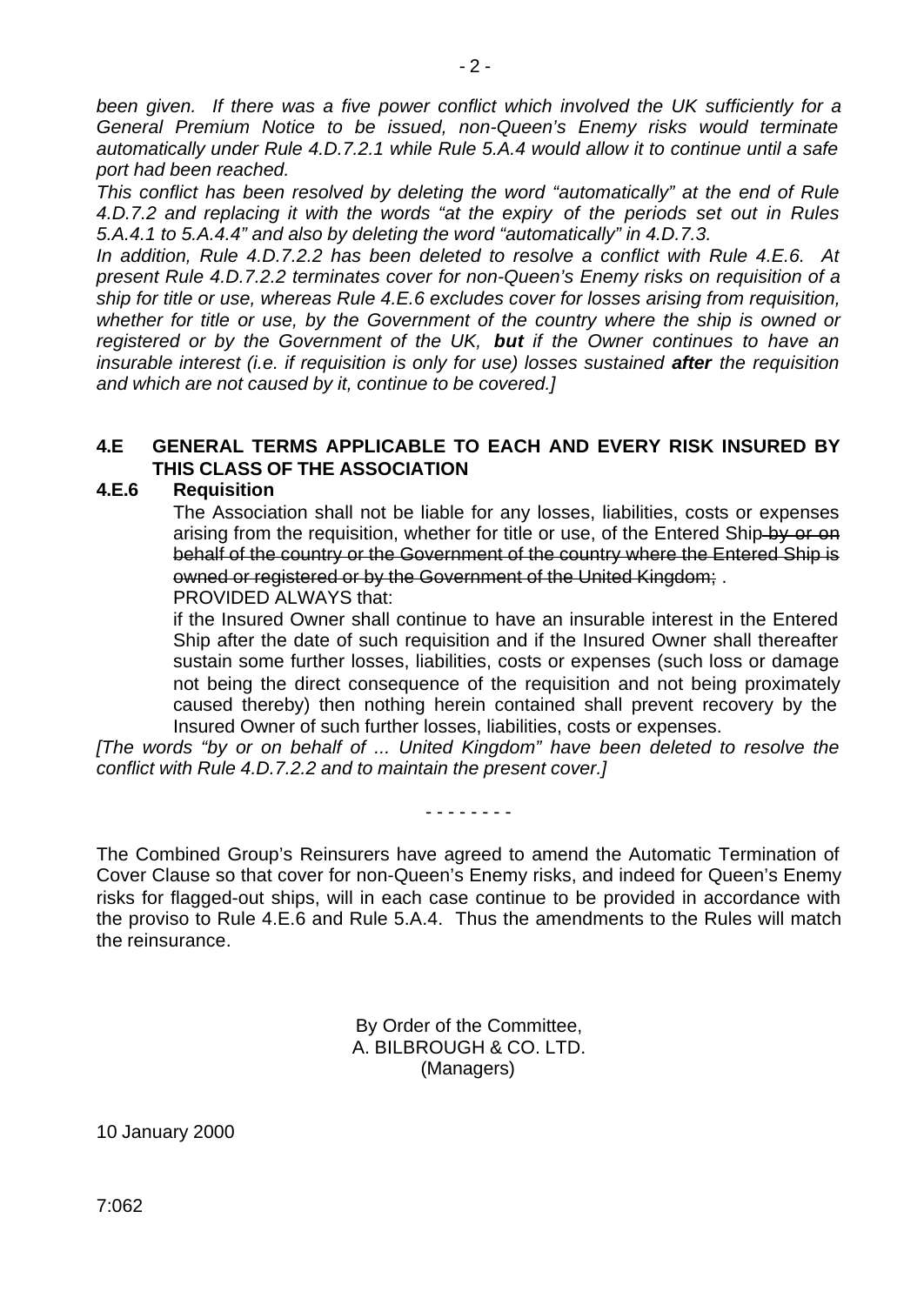*been given. If there was a five power conflict which involved the UK sufficiently for a General Premium Notice to be issued, non-Queen's Enemy risks would terminate automatically under Rule 4.D.7.2.1 while Rule 5.A.4 would allow it to continue until a safe port had been reached.*

*This conflict has been resolved by deleting the word "automatically" at the end of Rule 4.D.7.2 and replacing it with the words "at the expiry of the periods set out in Rules 5.A.4.1 to 5.A.4.4" and also by deleting the word "automatically" in 4.D.7.3.*

*In addition, Rule 4.D.7.2.2 has been deleted to resolve a conflict with Rule 4.E.6. At present Rule 4.D.7.2.2 terminates cover for non-Queen's Enemy risks on requisition of a ship for title or use, whereas Rule 4.E.6 excludes cover for losses arising from requisition, whether for title or use, by the Government of the country where the ship is owned or registered or by the Government of the UK,* ***but*** *if the Owner continues to have an insurable interest (i.e. if requisition is only for use) losses sustained* ***after*** *the requisition and which are not caused by it, continue to be covered.]*

**4.E GENERAL TERMS APPLICABLE TO EACH AND EVERY RISK INSURED BY THIS CLASS OF THE ASSOCIATION**

**4.E.6 Requisition**

The Association shall not be liable for any losses, liabilities, costs or expenses arising from the requisition, whether for title or use, of the Entered Ship ~~by or on behalf of the country or the Government of the country where the Entered Ship is owned or registered or by the Government of the United Kingdom;~~ .

PROVIDED ALWAYS that:

if the Insured Owner shall continue to have an insurable interest in the Entered Ship after the date of such requisition and if the Insured Owner shall thereafter sustain some further losses, liabilities, costs or expenses (such loss or damage not being the direct consequence of the requisition and not being proximately caused thereby) then nothing herein contained shall prevent recovery by the Insured Owner of such further losses, liabilities, costs or expenses.

*[The words "by or on behalf of ... United Kingdom" have been deleted to resolve the conflict with Rule 4.D.7.2.2 and to maintain the present cover.]*

\- - - - - - - -

The Combined Group's Reinsurers have agreed to amend the Automatic Termination of Cover Clause so that cover for non-Queen's Enemy risks, and indeed for Queen's Enemy risks for flagged-out ships, will in each case continue to be provided in accordance with the proviso to Rule 4.E.6 and Rule 5.A.4. Thus the amendments to the Rules will match the reinsurance.

By Order of the Committee,
A. BILBROUGH & CO. LTD.
(Managers)

10 January 2000

7:062